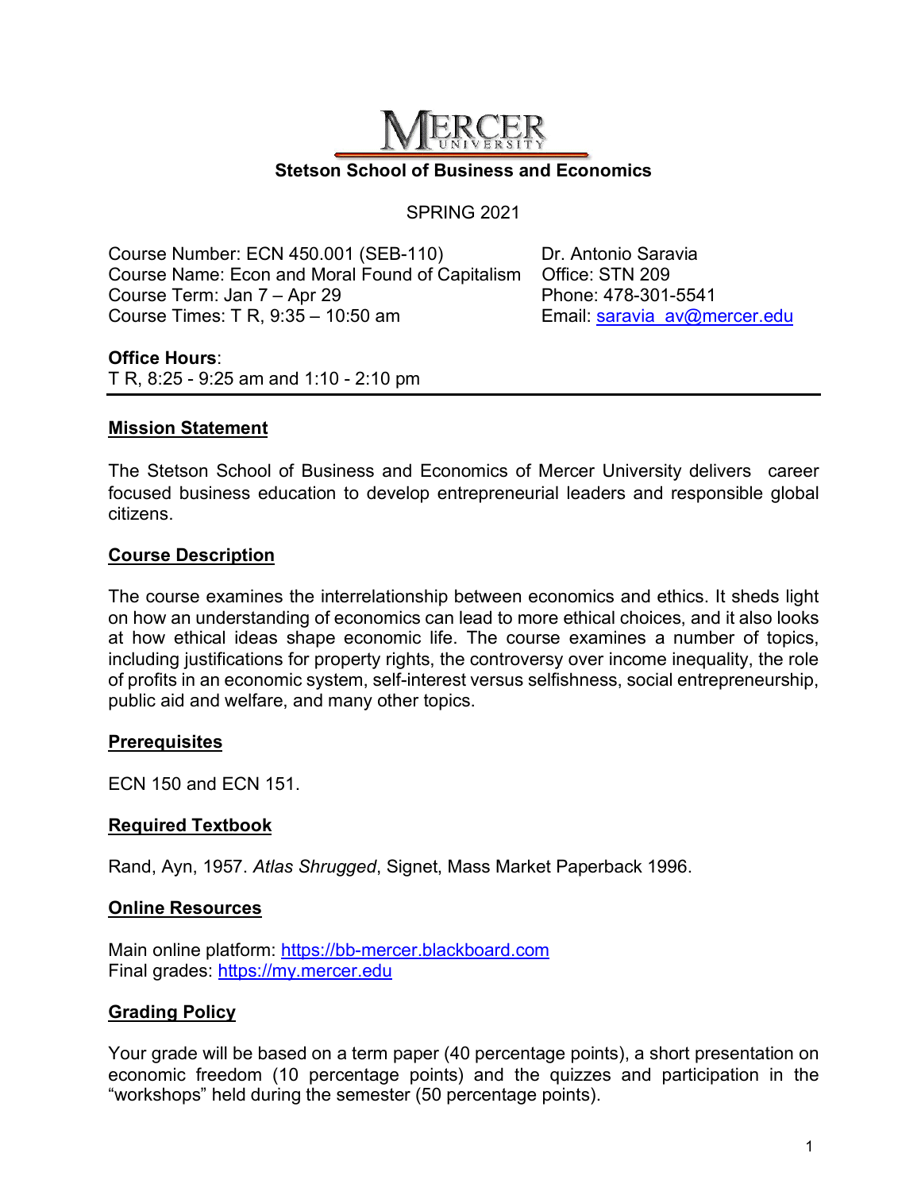**MERCER UNIVERSITY**

**Stetson School of Business and Economics**

SPRING 2021

Course Number: ECN 450.001 (SEB-110)
Course Name: Econ and Moral Found of Capitalism
Course Term: Jan 7 – Apr 29
Course Times: T R, 9:35 – 10:50 am

Dr. Antonio Saravia
Office: STN 209
Phone: 478-301-5541
Email: saravia_av@mercer.edu

**Office Hours**:
T R, 8:25 - 9:25 am and 1:10 - 2:10 pm

## Mission Statement

The Stetson School of Business and Economics of Mercer University delivers career focused business education to develop entrepreneurial leaders and responsible global citizens.

## Course Description

The course examines the interrelationship between economics and ethics. It sheds light on how an understanding of economics can lead to more ethical choices, and it also looks at how ethical ideas shape economic life. The course examines a number of topics, including justifications for property rights, the controversy over income inequality, the role of profits in an economic system, self-interest versus selfishness, social entrepreneurship, public aid and welfare, and many other topics.

## Prerequisites

ECN 150 and ECN 151.

## Required Textbook

Rand, Ayn, 1957. *Atlas Shrugged*, Signet, Mass Market Paperback 1996.

## Online Resources

Main online platform: https://bb-mercer.blackboard.com
Final grades: https://my.mercer.edu

## Grading Policy

Your grade will be based on a term paper (40 percentage points), a short presentation on economic freedom (10 percentage points) and the quizzes and participation in the "workshops" held during the semester (50 percentage points).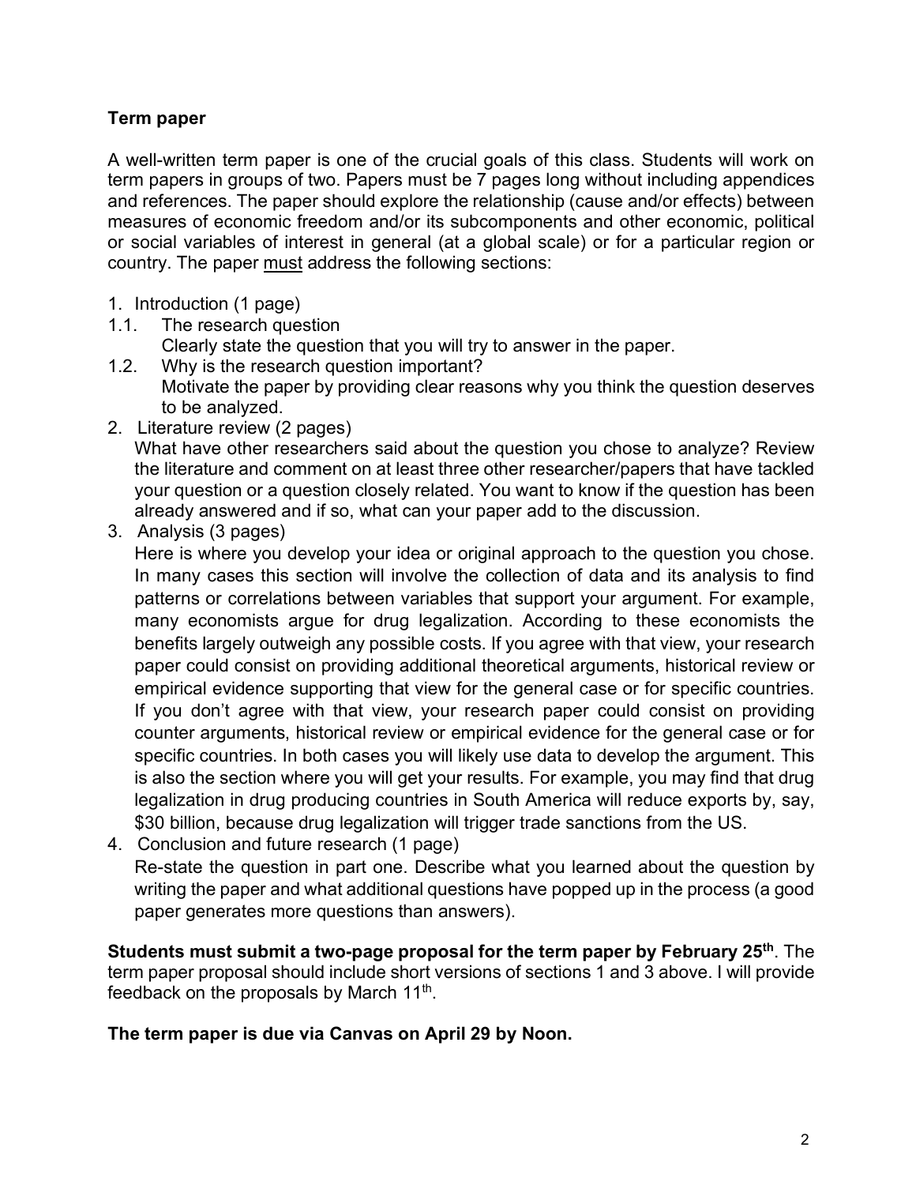### Term paper

A well-written term paper is one of the crucial goals of this class. Students will work on term papers in groups of two. Papers must be 7 pages long without including appendices and references. The paper should explore the relationship (cause and/or effects) between measures of economic freedom and/or its subcomponents and other economic, political or social variables of interest in general (at a global scale) or for a particular region or country. The paper <u>must</u> address the following sections:

1. Introduction (1 page)

   1.1. The research question
   Clearly state the question that you will try to answer in the paper.

   1.2. Why is the research question important?
   Motivate the paper by providing clear reasons why you think the question deserves to be analyzed.

2. Literature review (2 pages)
   What have other researchers said about the question you chose to analyze? Review the literature and comment on at least three other researcher/papers that have tackled your question or a question closely related. You want to know if the question has been already answered and if so, what can your paper add to the discussion.

3. Analysis (3 pages)
   Here is where you develop your idea or original approach to the question you chose. In many cases this section will involve the collection of data and its analysis to find patterns or correlations between variables that support your argument. For example, many economists argue for drug legalization. According to these economists the benefits largely outweigh any possible costs. If you agree with that view, your research paper could consist on providing additional theoretical arguments, historical review or empirical evidence supporting that view for the general case or for specific countries. If you don't agree with that view, your research paper could consist on providing counter arguments, historical review or empirical evidence for the general case or for specific countries. In both cases you will likely use data to develop the argument. This is also the section where you will get your results. For example, you may find that drug legalization in drug producing countries in South America will reduce exports by, say, $30 billion, because drug legalization will trigger trade sanctions from the US.

4. Conclusion and future research (1 page)
   Re-state the question in part one. Describe what you learned about the question by writing the paper and what additional questions have popped up in the process (a good paper generates more questions than answers).

**Students must submit a two-page proposal for the term paper by February 25th**. The term paper proposal should include short versions of sections 1 and 3 above. I will provide feedback on the proposals by March 11th.

**The term paper is due via Canvas on April 29 by Noon.**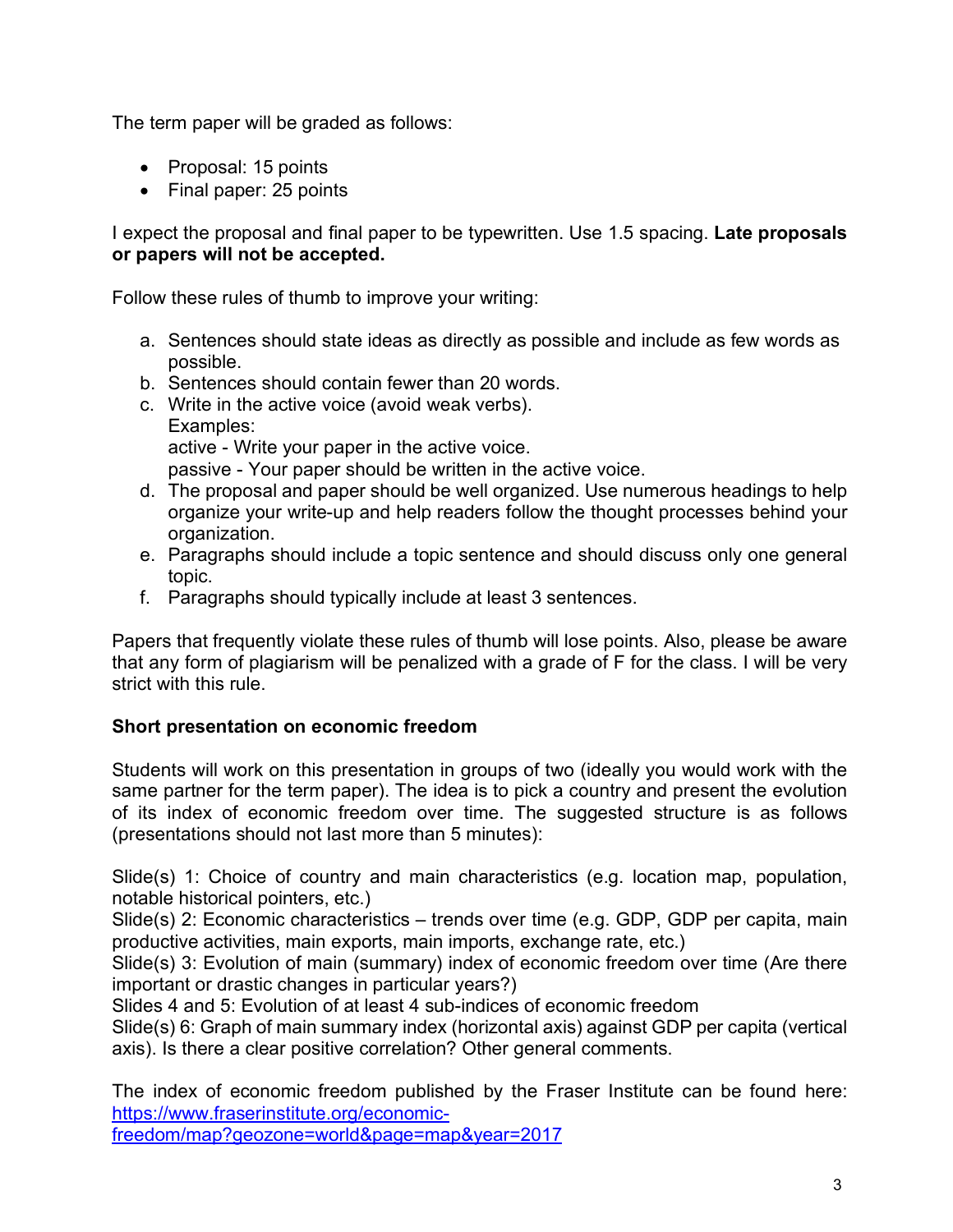The term paper will be graded as follows:

- Proposal: 15 points
- Final paper: 25 points

I expect the proposal and final paper to be typewritten. Use 1.5 spacing. **Late proposals or papers will not be accepted.**

Follow these rules of thumb to improve your writing:

a. Sentences should state ideas as directly as possible and include as few words as possible.
b. Sentences should contain fewer than 20 words.
c. Write in the active voice (avoid weak verbs).
   Examples:
   active - Write your paper in the active voice.
   passive - Your paper should be written in the active voice.
d. The proposal and paper should be well organized. Use numerous headings to help organize your write-up and help readers follow the thought processes behind your organization.
e. Paragraphs should include a topic sentence and should discuss only one general topic.
f. Paragraphs should typically include at least 3 sentences.

Papers that frequently violate these rules of thumb will lose points. Also, please be aware that any form of plagiarism will be penalized with a grade of F for the class. I will be very strict with this rule.

**Short presentation on economic freedom**

Students will work on this presentation in groups of two (ideally you would work with the same partner for the term paper). The idea is to pick a country and present the evolution of its index of economic freedom over time. The suggested structure is as follows (presentations should not last more than 5 minutes):

Slide(s) 1: Choice of country and main characteristics (e.g. location map, population, notable historical pointers, etc.)
Slide(s) 2: Economic characteristics – trends over time (e.g. GDP, GDP per capita, main productive activities, main exports, main imports, exchange rate, etc.)
Slide(s) 3: Evolution of main (summary) index of economic freedom over time (Are there important or drastic changes in particular years?)
Slides 4 and 5: Evolution of at least 4 sub-indices of economic freedom
Slide(s) 6: Graph of main summary index (horizontal axis) against GDP per capita (vertical axis). Is there a clear positive correlation? Other general comments.

The index of economic freedom published by the Fraser Institute can be found here: [https://www.fraserinstitute.org/economic-freedom/map?geozone=world&page=map&year=2017](https://www.fraserinstitute.org/economic-freedom/map?geozone=world&page=map&year=2017)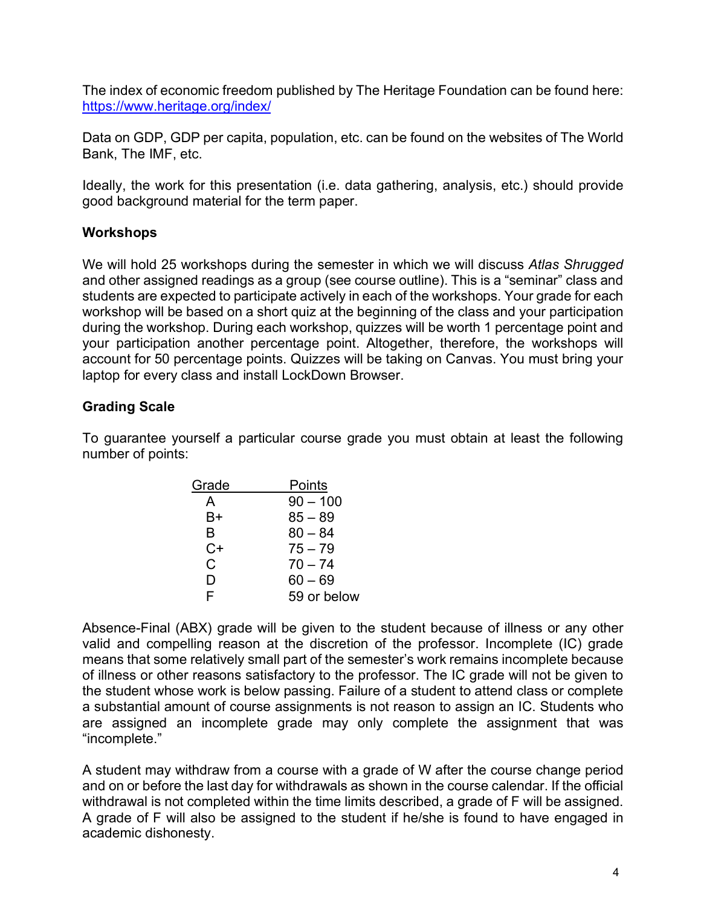The index of economic freedom published by The Heritage Foundation can be found here: https://www.heritage.org/index/

Data on GDP, GDP per capita, population, etc. can be found on the websites of The World Bank, The IMF, etc.

Ideally, the work for this presentation (i.e. data gathering, analysis, etc.) should provide good background material for the term paper.

**Workshops**

We will hold 25 workshops during the semester in which we will discuss *Atlas Shrugged* and other assigned readings as a group (see course outline). This is a "seminar" class and students are expected to participate actively in each of the workshops. Your grade for each workshop will be based on a short quiz at the beginning of the class and your participation during the workshop. During each workshop, quizzes will be worth 1 percentage point and your participation another percentage point. Altogether, therefore, the workshops will account for 50 percentage points. Quizzes will be taking on Canvas. You must bring your laptop for every class and install LockDown Browser.

**Grading Scale**

To guarantee yourself a particular course grade you must obtain at least the following number of points:

| Grade | Points |
| --- | --- |
| A | 90 – 100 |
| B+ | 85 – 89 |
| B | 80 – 84 |
| C+ | 75 – 79 |
| C | 70 – 74 |
| D | 60 – 69 |
| F | 59 or below |

Absence-Final (ABX) grade will be given to the student because of illness or any other valid and compelling reason at the discretion of the professor. Incomplete (IC) grade means that some relatively small part of the semester's work remains incomplete because of illness or other reasons satisfactory to the professor. The IC grade will not be given to the student whose work is below passing. Failure of a student to attend class or complete a substantial amount of course assignments is not reason to assign an IC. Students who are assigned an incomplete grade may only complete the assignment that was "incomplete."

A student may withdraw from a course with a grade of W after the course change period and on or before the last day for withdrawals as shown in the course calendar. If the official withdrawal is not completed within the time limits described, a grade of F will be assigned. A grade of F will also be assigned to the student if he/she is found to have engaged in academic dishonesty.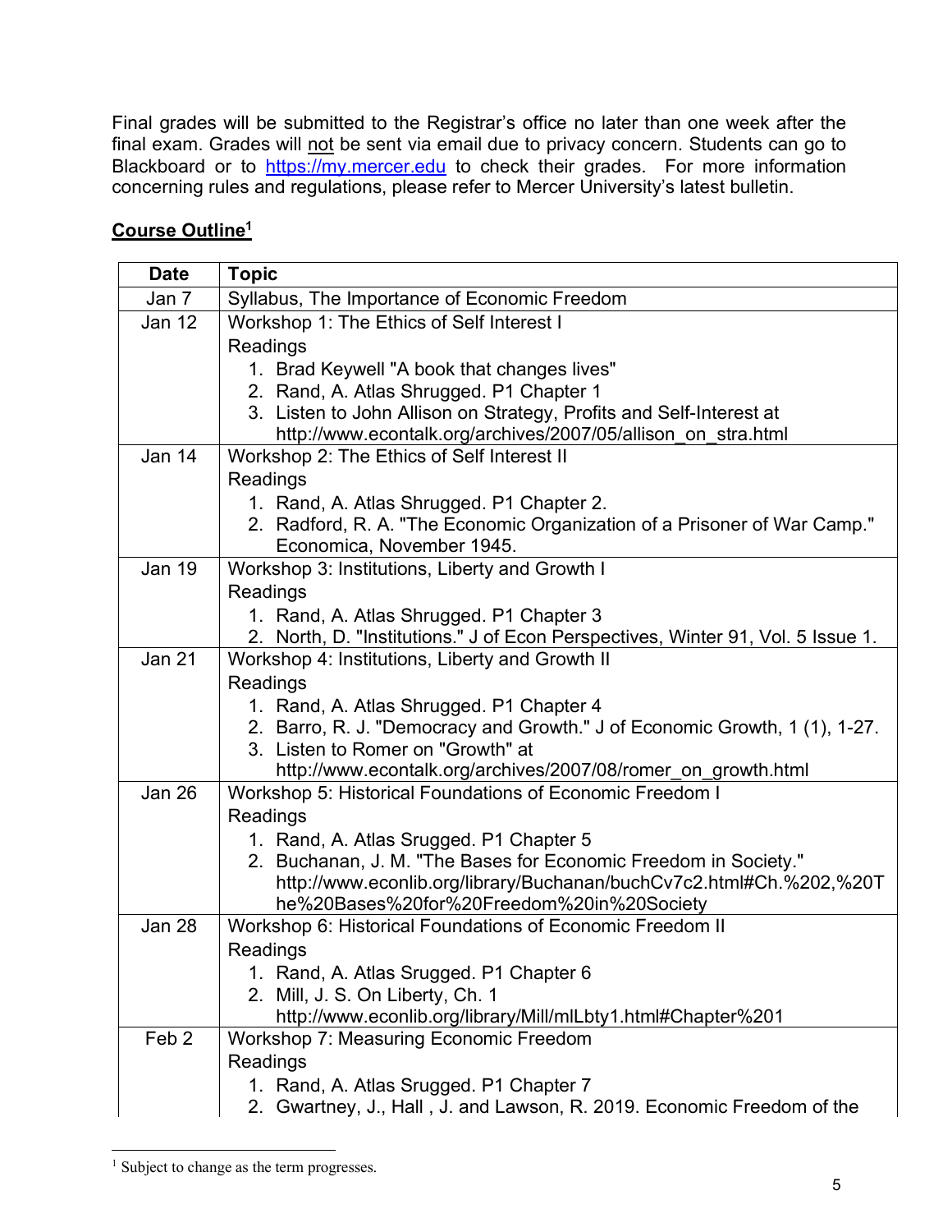Final grades will be submitted to the Registrar's office no later than one week after the final exam. Grades will not be sent via email due to privacy concern. Students can go to Blackboard or to https://my.mercer.edu to check their grades. For more information concerning rules and regulations, please refer to Mercer University's latest bulletin.

## Course Outline[1]

| Date | Topic |
|---|---|
| Jan 7 | Syllabus, The Importance of Economic Freedom |
| Jan 12 | Workshop 1: The Ethics of Self Interest I<br>Readings<br>1. Brad Keywell "A book that changes lives"<br>2. Rand, A. Atlas Shrugged. P1 Chapter 1<br>3. Listen to John Allison on Strategy, Profits and Self-Interest at http://www.econtalk.org/archives/2007/05/allison_on_stra.html |
| Jan 14 | Workshop 2: The Ethics of Self Interest II<br>Readings<br>1. Rand, A. Atlas Shrugged. P1 Chapter 2.<br>2. Radford, R. A. "The Economic Organization of a Prisoner of War Camp." Economica, November 1945. |
| Jan 19 | Workshop 3: Institutions, Liberty and Growth I<br>Readings<br>1. Rand, A. Atlas Shrugged. P1 Chapter 3<br>2. North, D. "Institutions." J of Econ Perspectives, Winter 91, Vol. 5 Issue 1. |
| Jan 21 | Workshop 4: Institutions, Liberty and Growth II<br>Readings<br>1. Rand, A. Atlas Shrugged. P1 Chapter 4<br>2. Barro, R. J. "Democracy and Growth." J of Economic Growth, 1 (1), 1-27.<br>3. Listen to Romer on "Growth" at http://www.econtalk.org/archives/2007/08/romer_on_growth.html |
| Jan 26 | Workshop 5: Historical Foundations of Economic Freedom I<br>Readings<br>1. Rand, A. Atlas Srugged. P1 Chapter 5<br>2. Buchanan, J. M. "The Bases for Economic Freedom in Society." http://www.econlib.org/library/Buchanan/buchCv7c2.html#Ch.%202,%20The%20Bases%20for%20Freedom%20in%20Society |
| Jan 28 | Workshop 6: Historical Foundations of Economic Freedom II<br>Readings<br>1. Rand, A. Atlas Srugged. P1 Chapter 6<br>2. Mill, J. S. On Liberty, Ch. 1 http://www.econlib.org/library/Mill/mlLbty1.html#Chapter%201 |
| Feb 2 | Workshop 7: Measuring Economic Freedom<br>Readings<br>1. Rand, A. Atlas Srugged. P1 Chapter 7<br>2. Gwartney, J., Hall , J. and Lawson, R. 2019. Economic Freedom of the |

[1] Subject to change as the term progresses.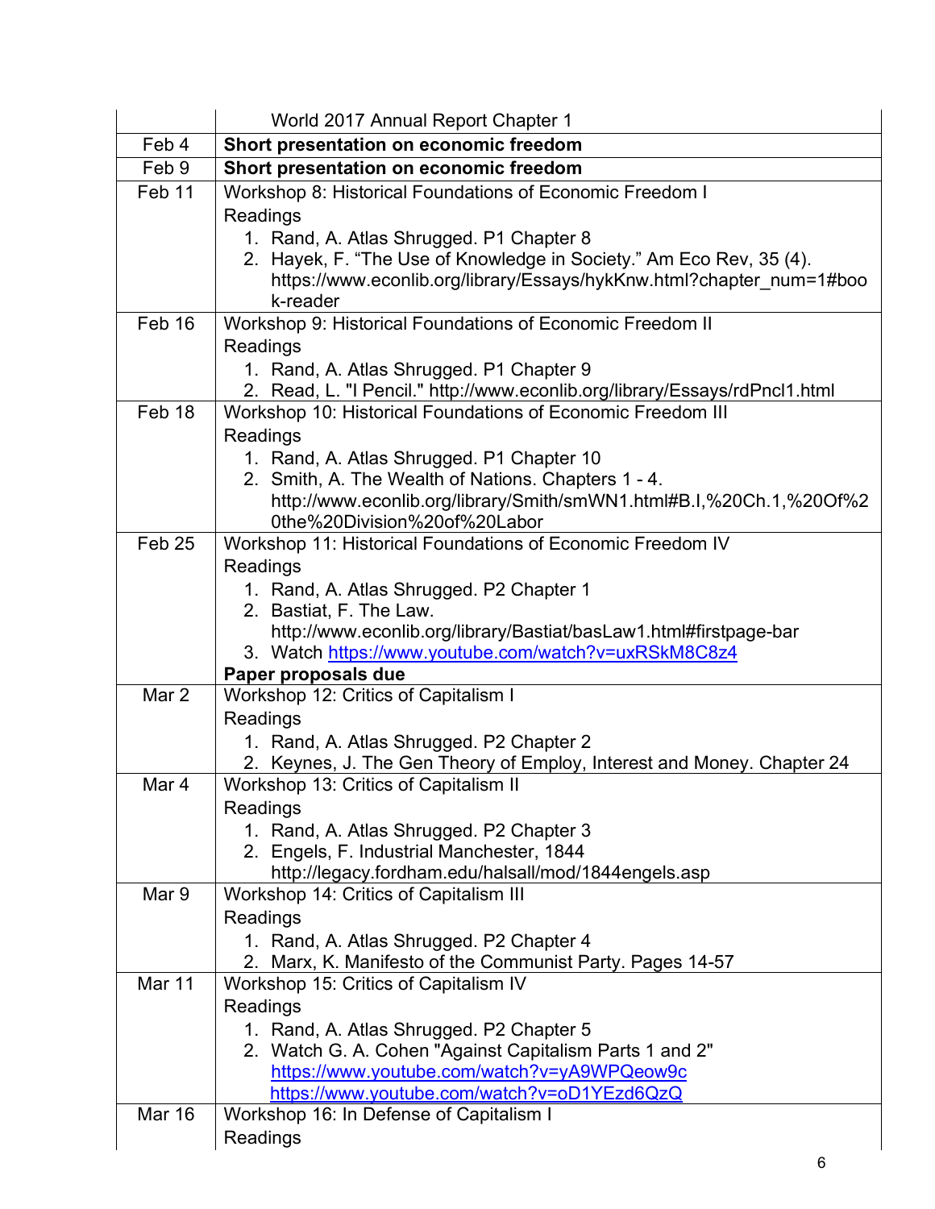| | |
|---|---|
| | World 2017 Annual Report Chapter 1 |
| Feb 4 | **Short presentation on economic freedom** |
| Feb 9 | **Short presentation on economic freedom** |
| Feb 11 | Workshop 8: Historical Foundations of Economic Freedom I<br>Readings<br>1. Rand, A. Atlas Shrugged. P1 Chapter 8<br>2. Hayek, F. "The Use of Knowledge in Society." Am Eco Rev, 35 (4). https://www.econlib.org/library/Essays/hykKnw.html?chapter_num=1#book-reader |
| Feb 16 | Workshop 9: Historical Foundations of Economic Freedom II<br>Readings<br>1. Rand, A. Atlas Shrugged. P1 Chapter 9<br>2. Read, L. "I Pencil." http://www.econlib.org/library/Essays/rdPncl1.html |
| Feb 18 | Workshop 10: Historical Foundations of Economic Freedom III<br>Readings<br>1. Rand, A. Atlas Shrugged. P1 Chapter 10<br>2. Smith, A. The Wealth of Nations. Chapters 1 - 4. http://www.econlib.org/library/Smith/smWN1.html#B.I,%20Ch.1,%20Of%20the%20Division%20of%20Labor |
| Feb 25 | Workshop 11: Historical Foundations of Economic Freedom IV<br>Readings<br>1. Rand, A. Atlas Shrugged. P2 Chapter 1<br>2. Bastiat, F. The Law. http://www.econlib.org/library/Bastiat/basLaw1.html#firstpage-bar<br>3. Watch https://www.youtube.com/watch?v=uxRSkM8C8z4<br>**Paper proposals due** |
| Mar 2 | Workshop 12: Critics of Capitalism I<br>Readings<br>1. Rand, A. Atlas Shrugged. P2 Chapter 2<br>2. Keynes, J. The Gen Theory of Employ, Interest and Money. Chapter 24 |
| Mar 4 | Workshop 13: Critics of Capitalism II<br>Readings<br>1. Rand, A. Atlas Shrugged. P2 Chapter 3<br>2. Engels, F. Industrial Manchester, 1844 http://legacy.fordham.edu/halsall/mod/1844engels.asp |
| Mar 9 | Workshop 14: Critics of Capitalism III<br>Readings<br>1. Rand, A. Atlas Shrugged. P2 Chapter 4<br>2. Marx, K. Manifesto of the Communist Party. Pages 14-57 |
| Mar 11 | Workshop 15: Critics of Capitalism IV<br>Readings<br>1. Rand, A. Atlas Shrugged. P2 Chapter 5<br>2. Watch G. A. Cohen "Against Capitalism Parts 1 and 2" https://www.youtube.com/watch?v=yA9WPQeow9c https://www.youtube.com/watch?v=oD1YEzd6QzQ |
| Mar 16 | Workshop 16: In Defense of Capitalism I<br>Readings |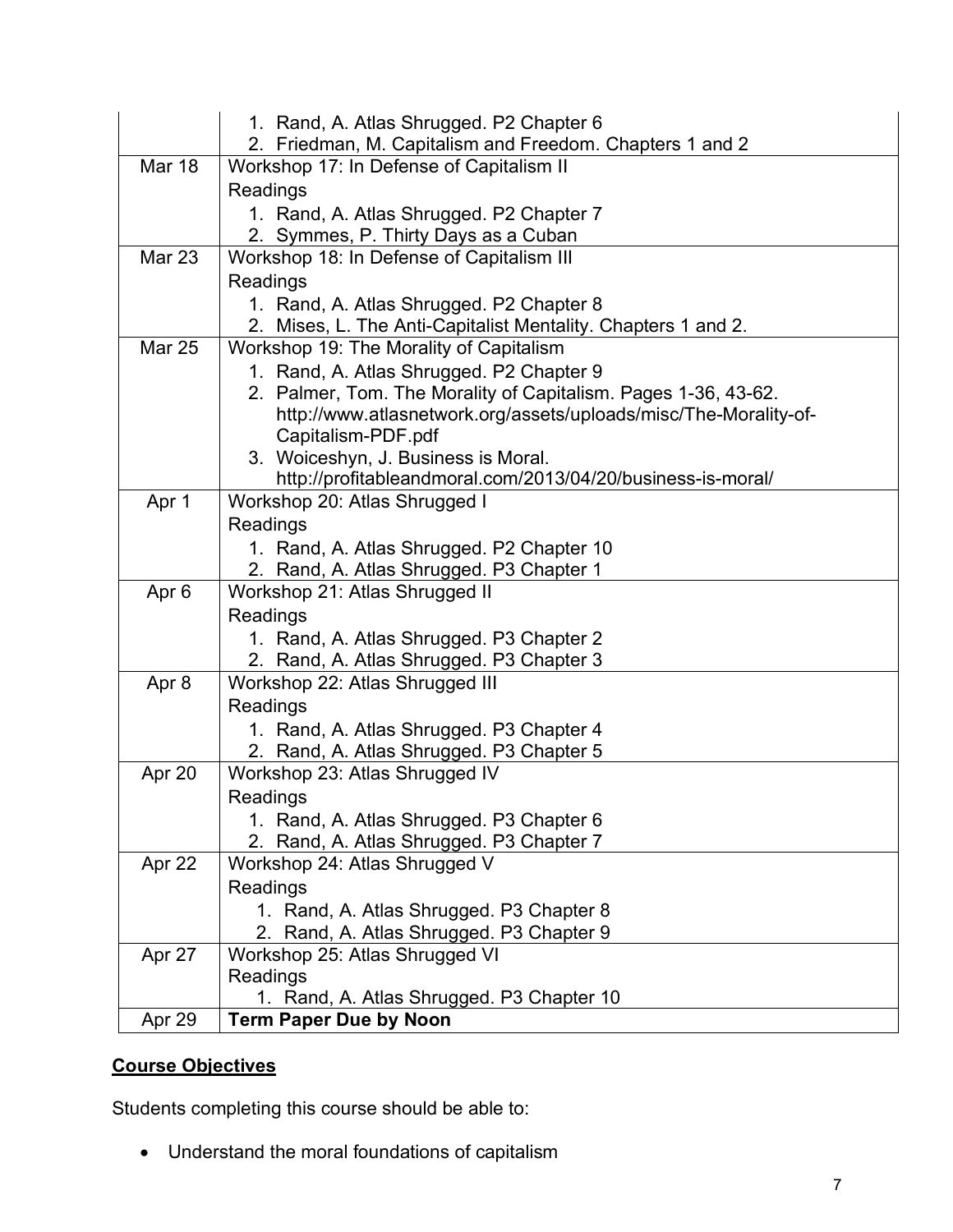| | |
|---|---|
| | 1. Rand, A. Atlas Shrugged. P2 Chapter 6<br>2. Friedman, M. Capitalism and Freedom. Chapters 1 and 2 |
| Mar 18 | Workshop 17: In Defense of Capitalism II<br>Readings<br>1. Rand, A. Atlas Shrugged. P2 Chapter 7<br>2. Symmes, P. Thirty Days as a Cuban |
| Mar 23 | Workshop 18: In Defense of Capitalism III<br>Readings<br>1. Rand, A. Atlas Shrugged. P2 Chapter 8<br>2. Mises, L. The Anti-Capitalist Mentality. Chapters 1 and 2. |
| Mar 25 | Workshop 19: The Morality of Capitalism<br>1. Rand, A. Atlas Shrugged. P2 Chapter 9<br>2. Palmer, Tom. The Morality of Capitalism. Pages 1-36, 43-62. http://www.atlasnetwork.org/assets/uploads/misc/The-Morality-of-Capitalism-PDF.pdf<br>3. Woiceshyn, J. Business is Moral. http://profitableandmoral.com/2013/04/20/business-is-moral/ |
| Apr 1 | Workshop 20: Atlas Shrugged I<br>Readings<br>1. Rand, A. Atlas Shrugged. P2 Chapter 10<br>2. Rand, A. Atlas Shrugged. P3 Chapter 1 |
| Apr 6 | Workshop 21: Atlas Shrugged II<br>Readings<br>1. Rand, A. Atlas Shrugged. P3 Chapter 2<br>2. Rand, A. Atlas Shrugged. P3 Chapter 3 |
| Apr 8 | Workshop 22: Atlas Shrugged III<br>Readings<br>1. Rand, A. Atlas Shrugged. P3 Chapter 4<br>2. Rand, A. Atlas Shrugged. P3 Chapter 5 |
| Apr 20 | Workshop 23: Atlas Shrugged IV<br>Readings<br>1. Rand, A. Atlas Shrugged. P3 Chapter 6<br>2. Rand, A. Atlas Shrugged. P3 Chapter 7 |
| Apr 22 | Workshop 24: Atlas Shrugged V<br>Readings<br>1. Rand, A. Atlas Shrugged. P3 Chapter 8<br>2. Rand, A. Atlas Shrugged. P3 Chapter 9 |
| Apr 27 | Workshop 25: Atlas Shrugged VI<br>Readings<br>1. Rand, A. Atlas Shrugged. P3 Chapter 10 |
| Apr 29 | **Term Paper Due by Noon** |

## Course Objectives

Students completing this course should be able to:

- Understand the moral foundations of capitalism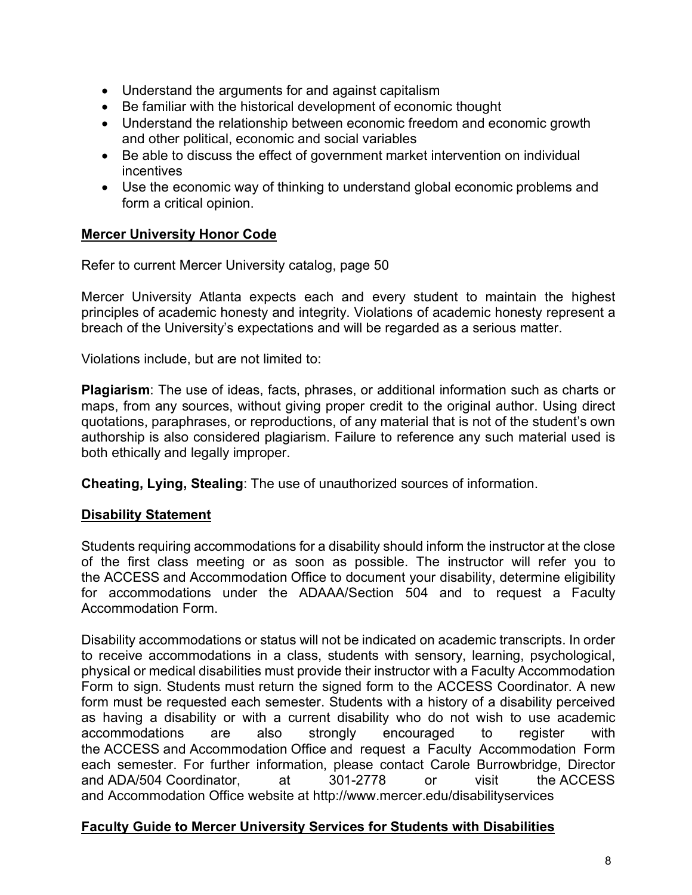- Understand the arguments for and against capitalism
- Be familiar with the historical development of economic thought
- Understand the relationship between economic freedom and economic growth and other political, economic and social variables
- Be able to discuss the effect of government market intervention on individual incentives
- Use the economic way of thinking to understand global economic problems and form a critical opinion.

## Mercer University Honor Code

Refer to current Mercer University catalog, page 50

Mercer University Atlanta expects each and every student to maintain the highest principles of academic honesty and integrity. Violations of academic honesty represent a breach of the University's expectations and will be regarded as a serious matter.

Violations include, but are not limited to:

**Plagiarism**: The use of ideas, facts, phrases, or additional information such as charts or maps, from any sources, without giving proper credit to the original author. Using direct quotations, paraphrases, or reproductions, of any material that is not of the student's own authorship is also considered plagiarism. Failure to reference any such material used is both ethically and legally improper.

**Cheating, Lying, Stealing**: The use of unauthorized sources of information.

## Disability Statement

Students requiring accommodations for a disability should inform the instructor at the close of the first class meeting or as soon as possible. The instructor will refer you to the ACCESS and Accommodation Office to document your disability, determine eligibility for accommodations under the ADAAA/Section 504 and to request a Faculty Accommodation Form.

Disability accommodations or status will not be indicated on academic transcripts. In order to receive accommodations in a class, students with sensory, learning, psychological, physical or medical disabilities must provide their instructor with a Faculty Accommodation Form to sign. Students must return the signed form to the ACCESS Coordinator. A new form must be requested each semester. Students with a history of a disability perceived as having a disability or with a current disability who do not wish to use academic accommodations are also strongly encouraged to register with the ACCESS and Accommodation Office and request a Faculty Accommodation Form each semester. For further information, please contact Carole Burrowbridge, Director and ADA/504 Coordinator, at 301-2778 or visit the ACCESS and Accommodation Office website at http://www.mercer.edu/disabilityservices

## Faculty Guide to Mercer University Services for Students with Disabilities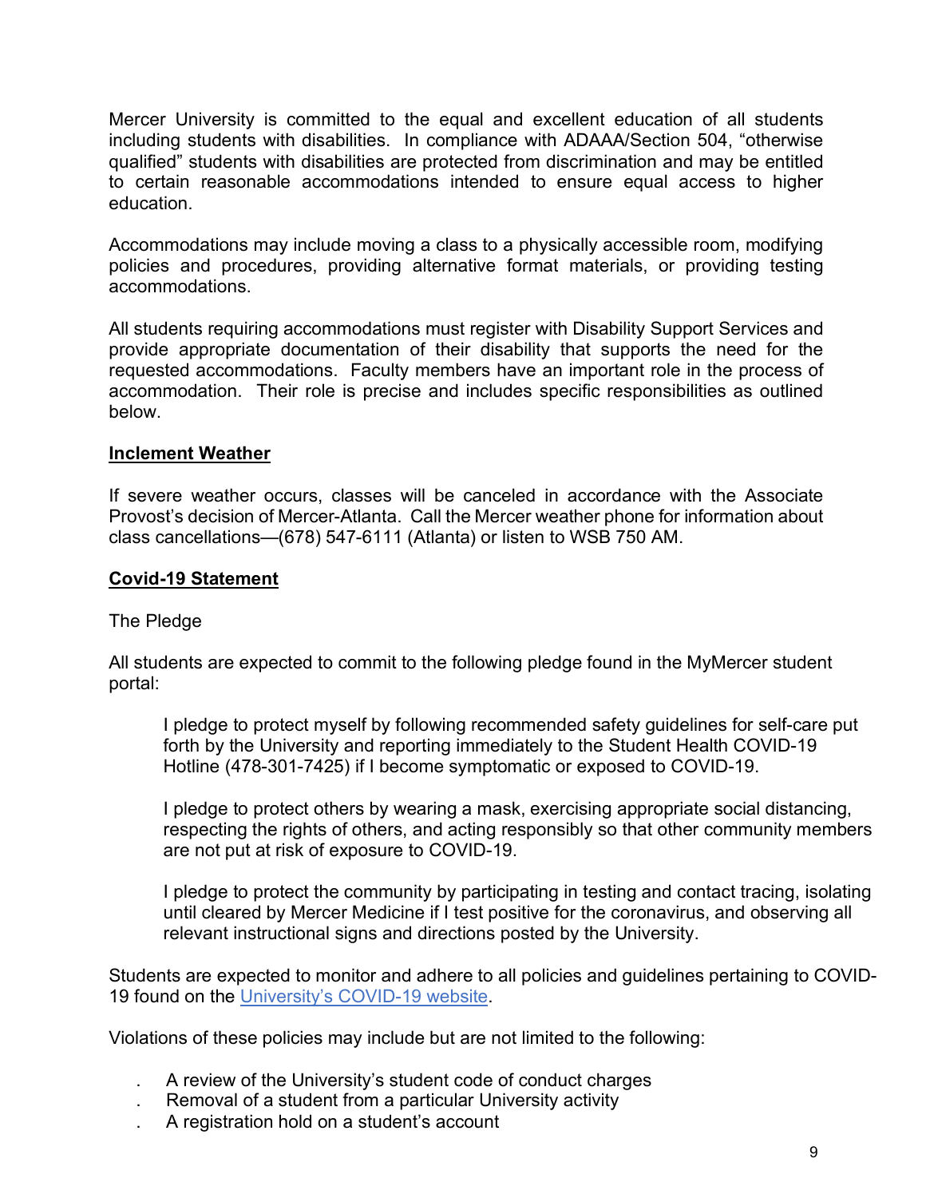Mercer University is committed to the equal and excellent education of all students including students with disabilities. In compliance with ADAAA/Section 504, "otherwise qualified" students with disabilities are protected from discrimination and may be entitled to certain reasonable accommodations intended to ensure equal access to higher education.

Accommodations may include moving a class to a physically accessible room, modifying policies and procedures, providing alternative format materials, or providing testing accommodations.

All students requiring accommodations must register with Disability Support Services and provide appropriate documentation of their disability that supports the need for the requested accommodations. Faculty members have an important role in the process of accommodation. Their role is precise and includes specific responsibilities as outlined below.

**Inclement Weather**

If severe weather occurs, classes will be canceled in accordance with the Associate Provost's decision of Mercer-Atlanta. Call the Mercer weather phone for information about class cancellations—(678) 547-6111 (Atlanta) or listen to WSB 750 AM.

**Covid-19 Statement**

The Pledge

All students are expected to commit to the following pledge found in the MyMercer student portal:

> I pledge to protect myself by following recommended safety guidelines for self-care put forth by the University and reporting immediately to the Student Health COVID-19 Hotline (478-301-7425) if I become symptomatic or exposed to COVID-19.
>
> I pledge to protect others by wearing a mask, exercising appropriate social distancing, respecting the rights of others, and acting responsibly so that other community members are not put at risk of exposure to COVID-19.
>
> I pledge to protect the community by participating in testing and contact tracing, isolating until cleared by Mercer Medicine if I test positive for the coronavirus, and observing all relevant instructional signs and directions posted by the University.

Students are expected to monitor and adhere to all policies and guidelines pertaining to COVID-19 found on the University's COVID-19 website.

Violations of these policies may include but are not limited to the following:

- A review of the University's student code of conduct charges
- Removal of a student from a particular University activity
- A registration hold on a student's account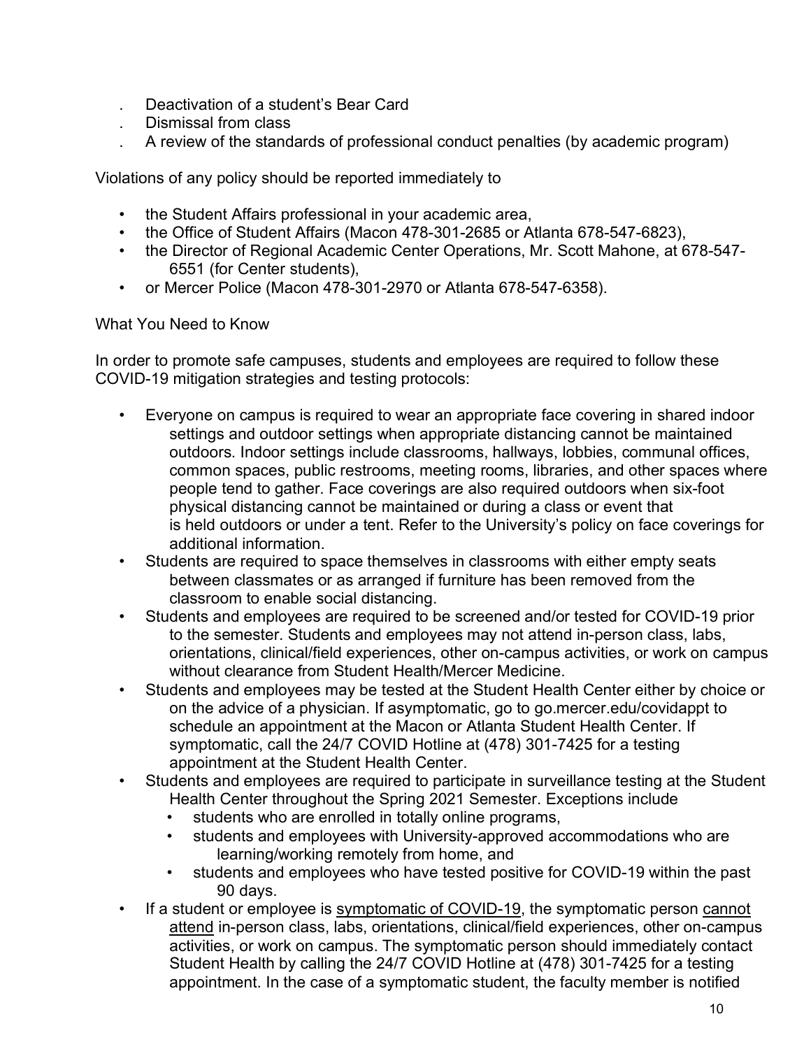- Deactivation of a student's Bear Card
- Dismissal from class
- A review of the standards of professional conduct penalties (by academic program)

Violations of any policy should be reported immediately to

- the Student Affairs professional in your academic area,
- the Office of Student Affairs (Macon 478-301-2685 or Atlanta 678-547-6823),
- the Director of Regional Academic Center Operations, Mr. Scott Mahone, at 678-547-6551 (for Center students),
- or Mercer Police (Macon 478-301-2970 or Atlanta 678-547-6358).

What You Need to Know

In order to promote safe campuses, students and employees are required to follow these COVID-19 mitigation strategies and testing protocols:

- Everyone on campus is required to wear an appropriate face covering in shared indoor settings and outdoor settings when appropriate distancing cannot be maintained outdoors. Indoor settings include classrooms, hallways, lobbies, communal offices, common spaces, public restrooms, meeting rooms, libraries, and other spaces where people tend to gather. Face coverings are also required outdoors when six-foot physical distancing cannot be maintained or during a class or event that is held outdoors or under a tent. Refer to the University's policy on face coverings for additional information.
- Students are required to space themselves in classrooms with either empty seats between classmates or as arranged if furniture has been removed from the classroom to enable social distancing.
- Students and employees are required to be screened and/or tested for COVID-19 prior to the semester. Students and employees may not attend in-person class, labs, orientations, clinical/field experiences, other on-campus activities, or work on campus without clearance from Student Health/Mercer Medicine.
- Students and employees may be tested at the Student Health Center either by choice or on the advice of a physician. If asymptomatic, go to go.mercer.edu/covidappt to schedule an appointment at the Macon or Atlanta Student Health Center. If symptomatic, call the 24/7 COVID Hotline at (478) 301-7425 for a testing appointment at the Student Health Center.
- Students and employees are required to participate in surveillance testing at the Student Health Center throughout the Spring 2021 Semester. Exceptions include
  - students who are enrolled in totally online programs,
  - students and employees with University-approved accommodations who are learning/working remotely from home, and
  - students and employees who have tested positive for COVID-19 within the past 90 days.
- If a student or employee is <u>symptomatic of COVID-19</u>, the symptomatic person <u>cannot attend</u> in-person class, labs, orientations, clinical/field experiences, other on-campus activities, or work on campus. The symptomatic person should immediately contact Student Health by calling the 24/7 COVID Hotline at (478) 301-7425 for a testing appointment. In the case of a symptomatic student, the faculty member is notified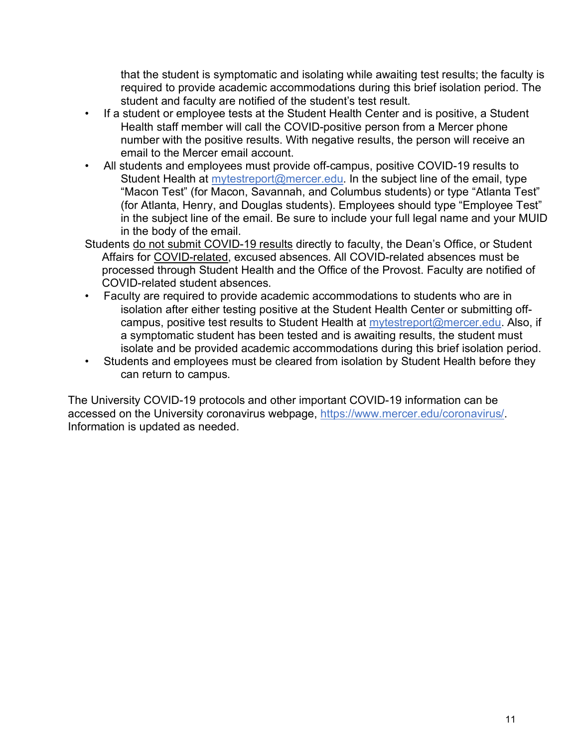that the student is symptomatic and isolating while awaiting test results; the faculty is required to provide academic accommodations during this brief isolation period. The student and faculty are notified of the student's test result.

- If a student or employee tests at the Student Health Center and is positive, a Student Health staff member will call the COVID-positive person from a Mercer phone number with the positive results. With negative results, the person will receive an email to the Mercer email account.
- All students and employees must provide off-campus, positive COVID-19 results to Student Health at mytestreport@mercer.edu. In the subject line of the email, type "Macon Test" (for Macon, Savannah, and Columbus students) or type "Atlanta Test" (for Atlanta, Henry, and Douglas students). Employees should type "Employee Test" in the subject line of the email. Be sure to include your full legal name and your MUID in the body of the email.

Students do not submit COVID-19 results directly to faculty, the Dean's Office, or Student Affairs for COVID-related, excused absences. All COVID-related absences must be processed through Student Health and the Office of the Provost. Faculty are notified of COVID-related student absences.

- Faculty are required to provide academic accommodations to students who are in isolation after either testing positive at the Student Health Center or submitting off-campus, positive test results to Student Health at mytestreport@mercer.edu. Also, if a symptomatic student has been tested and is awaiting results, the student must isolate and be provided academic accommodations during this brief isolation period.
- Students and employees must be cleared from isolation by Student Health before they can return to campus.

The University COVID-19 protocols and other important COVID-19 information can be accessed on the University coronavirus webpage, https://www.mercer.edu/coronavirus/. Information is updated as needed.